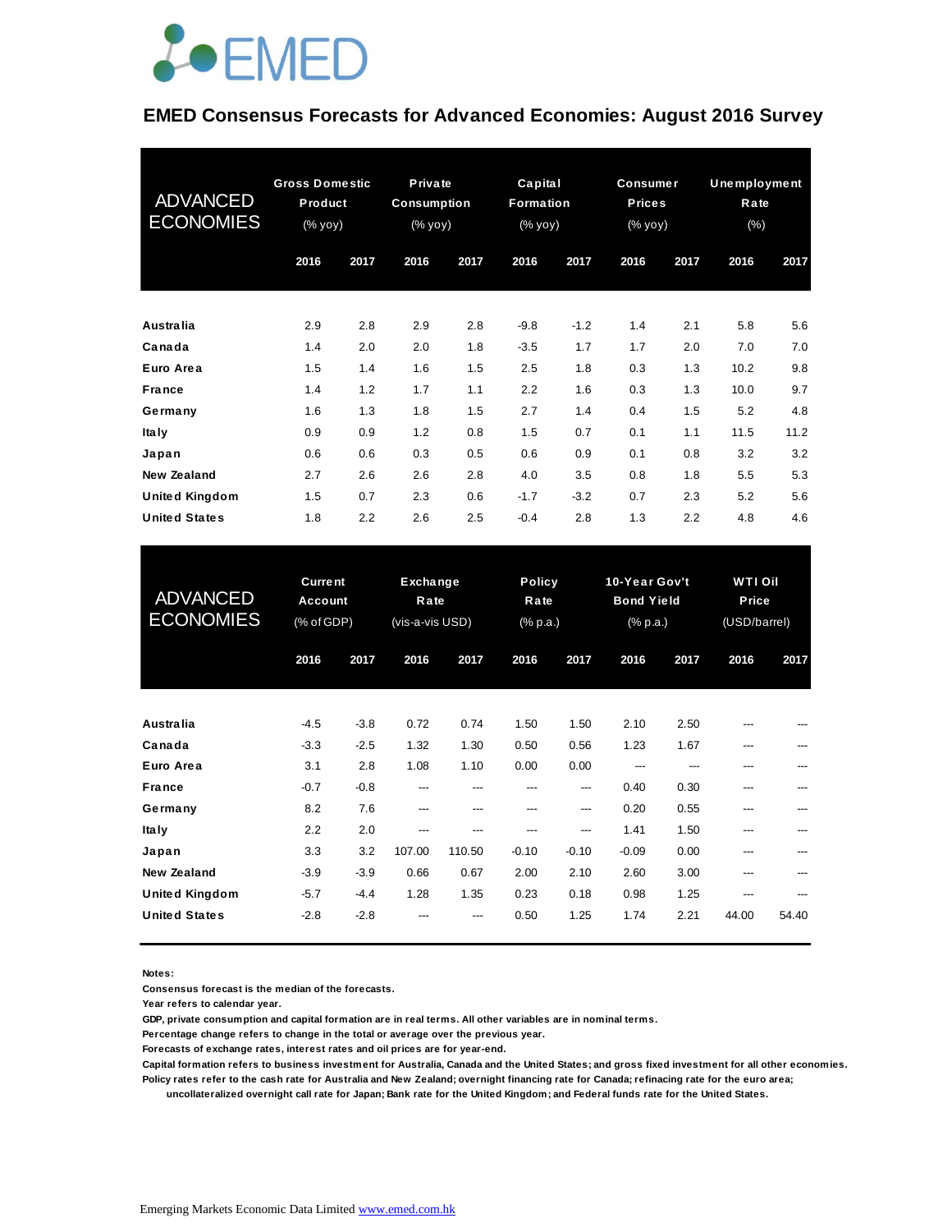# EMED Consensus Forecasts for Advanced Economies: August 2016 Survey

| ADVANCED ECONOMIES | Gross Domestic Product (% yoy) | | Private Consumption (% yoy) | | Capital Formation (% yoy) | | Consumer Prices (% yoy) | | Unemployment Rate (%) | |
|---|---|---|---|---|---|---|---|---|---|---|
| | 2016 | 2017 | 2016 | 2017 | 2016 | 2017 | 2016 | 2017 | 2016 | 2017 |
| **Australia** | 2.9 | 2.8 | 2.9 | 2.8 | -9.8 | -1.2 | 1.4 | 2.1 | 5.8 | 5.6 |
| **Canada** | 1.4 | 2.0 | 2.0 | 1.8 | -3.5 | 1.7 | 1.7 | 2.0 | 7.0 | 7.0 |
| **Euro Area** | 1.5 | 1.4 | 1.6 | 1.5 | 2.5 | 1.8 | 0.3 | 1.3 | 10.2 | 9.8 |
| **France** | 1.4 | 1.2 | 1.7 | 1.1 | 2.2 | 1.6 | 0.3 | 1.3 | 10.0 | 9.7 |
| **Germany** | 1.6 | 1.3 | 1.8 | 1.5 | 2.7 | 1.4 | 0.4 | 1.5 | 5.2 | 4.8 |
| **Italy** | 0.9 | 0.9 | 1.2 | 0.8 | 1.5 | 0.7 | 0.1 | 1.1 | 11.5 | 11.2 |
| **Japan** | 0.6 | 0.6 | 0.3 | 0.5 | 0.6 | 0.9 | 0.1 | 0.8 | 3.2 | 3.2 |
| **New Zealand** | 2.7 | 2.6 | 2.6 | 2.8 | 4.0 | 3.5 | 0.8 | 1.8 | 5.5 | 5.3 |
| **United Kingdom** | 1.5 | 0.7 | 2.3 | 0.6 | -1.7 | -3.2 | 0.7 | 2.3 | 5.2 | 5.6 |
| **United States** | 1.8 | 2.2 | 2.6 | 2.5 | -0.4 | 2.8 | 1.3 | 2.2 | 4.8 | 4.6 |

| ADVANCED ECONOMIES | Current Account (% of GDP) | | Exchange Rate (vis-a-vis USD) | | Policy Rate (% p.a.) | | 10-Year Gov't Bond Yield (% p.a.) | | WTI Oil Price (USD/barrel) | |
|---|---|---|---|---|---|---|---|---|---|---|
| | 2016 | 2017 | 2016 | 2017 | 2016 | 2017 | 2016 | 2017 | 2016 | 2017 |
| **Australia** | -4.5 | -3.8 | 0.72 | 0.74 | 1.50 | 1.50 | 2.10 | 2.50 | --- | --- |
| **Canada** | -3.3 | -2.5 | 1.32 | 1.30 | 0.50 | 0.56 | 1.23 | 1.67 | --- | --- |
| **Euro Area** | 3.1 | 2.8 | 1.08 | 1.10 | 0.00 | 0.00 | --- | --- | --- | --- |
| **France** | -0.7 | -0.8 | --- | --- | --- | --- | 0.40 | 0.30 | --- | --- |
| **Germany** | 8.2 | 7.6 | --- | --- | --- | --- | 0.20 | 0.55 | --- | --- |
| **Italy** | 2.2 | 2.0 | --- | --- | --- | --- | 1.41 | 1.50 | --- | --- |
| **Japan** | 3.3 | 3.2 | 107.00 | 110.50 | -0.10 | -0.10 | -0.09 | 0.00 | --- | --- |
| **New Zealand** | -3.9 | -3.9 | 0.66 | 0.67 | 2.00 | 2.10 | 2.60 | 3.00 | --- | --- |
| **United Kingdom** | -5.7 | -4.4 | 1.28 | 1.35 | 0.23 | 0.18 | 0.98 | 1.25 | --- | --- |
| **United States** | -2.8 | -2.8 | --- | --- | 0.50 | 1.25 | 1.74 | 2.21 | 44.00 | 54.40 |

**Notes:**

**Consensus forecast is the median of the forecasts.**

**Year refers to calendar year.**

**GDP, private consumption and capital formation are in real terms. All other variables are in nominal terms.**

**Percentage change refers to change in the total or average over the previous year.**

**Forecasts of exchange rates, interest rates and oil prices are for year-end.**

**Capital formation refers to business investment for Australia, Canada and the United States; and gross fixed investment for all other economies.**

**Policy rates refer to the cash rate for Australia and New Zealand; overnight financing rate for Canada; refinacing rate for the euro area; uncollateralized overnight call rate for Japan; Bank rate for the United Kingdom; and Federal funds rate for the United States.**

Emerging Markets Economic Data Limited www.emed.com.hk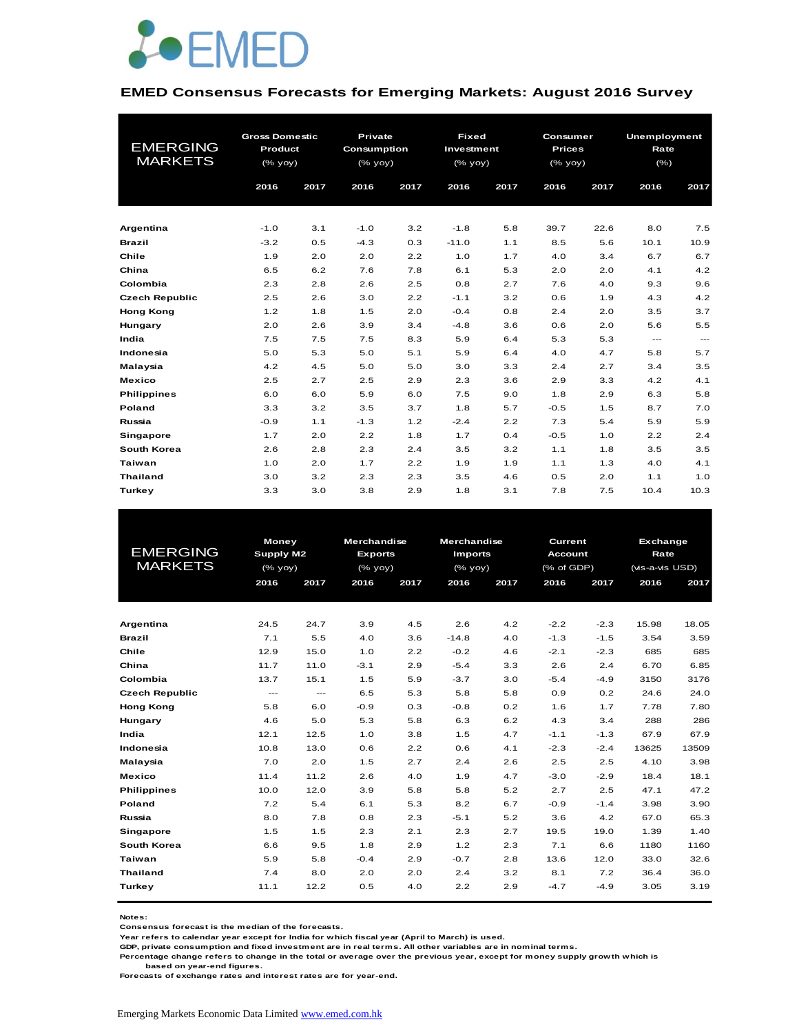# EMED

## EMED Consensus Forecasts for Emerging Markets: August 2016 Survey

| EMERGING MARKETS | Gross Domestic Product (% yoy) | | Private Consumption (% yoy) | | Fixed Investment (% yoy) | | Consumer Prices (% yoy) | | Unemployment Rate (%) | |
|---|---|---|---|---|---|---|---|---|---|---|
| | 2016 | 2017 | 2016 | 2017 | 2016 | 2017 | 2016 | 2017 | 2016 | 2017 |
| Argentina | -1.0 | 3.1 | -1.0 | 3.2 | -1.8 | 5.8 | 39.7 | 22.6 | 8.0 | 7.5 |
| Brazil | -3.2 | 0.5 | -4.3 | 0.3 | -11.0 | 1.1 | 8.5 | 5.6 | 10.1 | 10.9 |
| Chile | 1.9 | 2.0 | 2.0 | 2.2 | 1.0 | 1.7 | 4.0 | 3.4 | 6.7 | 6.7 |
| China | 6.5 | 6.2 | 7.6 | 7.8 | 6.1 | 5.3 | 2.0 | 2.0 | 4.1 | 4.2 |
| Colombia | 2.3 | 2.8 | 2.6 | 2.5 | 0.8 | 2.7 | 7.6 | 4.0 | 9.3 | 9.6 |
| Czech Republic | 2.5 | 2.6 | 3.0 | 2.2 | -1.1 | 3.2 | 0.6 | 1.9 | 4.3 | 4.2 |
| Hong Kong | 1.2 | 1.8 | 1.5 | 2.0 | -0.4 | 0.8 | 2.4 | 2.0 | 3.5 | 3.7 |
| Hungary | 2.0 | 2.6 | 3.9 | 3.4 | -4.8 | 3.6 | 0.6 | 2.0 | 5.6 | 5.5 |
| India | 7.5 | 7.5 | 7.5 | 8.3 | 5.9 | 6.4 | 5.3 | 5.3 | --- | --- |
| Indonesia | 5.0 | 5.3 | 5.0 | 5.1 | 5.9 | 6.4 | 4.0 | 4.7 | 5.8 | 5.7 |
| Malaysia | 4.2 | 4.5 | 5.0 | 5.0 | 3.0 | 3.3 | 2.4 | 2.7 | 3.4 | 3.5 |
| Mexico | 2.5 | 2.7 | 2.5 | 2.9 | 2.3 | 3.6 | 2.9 | 3.3 | 4.2 | 4.1 |
| Philippines | 6.0 | 6.0 | 5.9 | 6.0 | 7.5 | 9.0 | 1.8 | 2.9 | 6.3 | 5.8 |
| Poland | 3.3 | 3.2 | 3.5 | 3.7 | 1.8 | 5.7 | -0.5 | 1.5 | 8.7 | 7.0 |
| Russia | -0.9 | 1.1 | -1.3 | 1.2 | -2.4 | 2.2 | 7.3 | 5.4 | 5.9 | 5.9 |
| Singapore | 1.7 | 2.0 | 2.2 | 1.8 | 1.7 | 0.4 | -0.5 | 1.0 | 2.2 | 2.4 |
| South Korea | 2.6 | 2.8 | 2.3 | 2.4 | 3.5 | 3.2 | 1.1 | 1.8 | 3.5 | 3.5 |
| Taiwan | 1.0 | 2.0 | 1.7 | 2.2 | 1.9 | 1.9 | 1.1 | 1.3 | 4.0 | 4.1 |
| Thailand | 3.0 | 3.2 | 2.3 | 2.3 | 3.5 | 4.6 | 0.5 | 2.0 | 1.1 | 1.0 |
| Turkey | 3.3 | 3.0 | 3.8 | 2.9 | 1.8 | 3.1 | 7.8 | 7.5 | 10.4 | 10.3 |

| EMERGING MARKETS | Money Supply M2 (% yoy) | | Merchandise Exports (% yoy) | | Merchandise Imports (% yoy) | | Current Account (% of GDP) | | Exchange Rate (vis-a-vis USD) | |
|---|---|---|---|---|---|---|---|---|---|---|
| | 2016 | 2017 | 2016 | 2017 | 2016 | 2017 | 2016 | 2017 | 2016 | 2017 |
| Argentina | 24.5 | 24.7 | 3.9 | 4.5 | 2.6 | 4.2 | -2.2 | -2.3 | 15.98 | 18.05 |
| Brazil | 7.1 | 5.5 | 4.0 | 3.6 | -14.8 | 4.0 | -1.3 | -1.5 | 3.54 | 3.59 |
| Chile | 12.9 | 15.0 | 1.0 | 2.2 | -0.2 | 4.6 | -2.1 | -2.3 | 685 | 685 |
| China | 11.7 | 11.0 | -3.1 | 2.9 | -5.4 | 3.3 | 2.6 | 2.4 | 6.70 | 6.85 |
| Colombia | 13.7 | 15.1 | 1.5 | 5.9 | -3.7 | 3.0 | -5.4 | -4.9 | 3150 | 3176 |
| Czech Republic | --- | --- | 6.5 | 5.3 | 5.8 | 5.8 | 0.9 | 0.2 | 24.6 | 24.0 |
| Hong Kong | 5.8 | 6.0 | -0.9 | 0.3 | -0.8 | 0.2 | 1.6 | 1.7 | 7.78 | 7.80 |
| Hungary | 4.6 | 5.0 | 5.3 | 5.8 | 6.3 | 6.2 | 4.3 | 3.4 | 288 | 286 |
| India | 12.1 | 12.5 | 1.0 | 3.8 | 1.5 | 4.7 | -1.1 | -1.3 | 67.9 | 67.9 |
| Indonesia | 10.8 | 13.0 | 0.6 | 2.2 | 0.6 | 4.1 | -2.3 | -2.4 | 13625 | 13509 |
| Malaysia | 7.0 | 2.0 | 1.5 | 2.7 | 2.4 | 2.6 | 2.5 | 2.5 | 4.10 | 3.98 |
| Mexico | 11.4 | 11.2 | 2.6 | 4.0 | 1.9 | 4.7 | -3.0 | -2.9 | 18.4 | 18.1 |
| Philippines | 10.0 | 12.0 | 3.9 | 5.8 | 5.8 | 5.2 | 2.7 | 2.5 | 47.1 | 47.2 |
| Poland | 7.2 | 5.4 | 6.1 | 5.3 | 8.2 | 6.7 | -0.9 | -1.4 | 3.98 | 3.90 |
| Russia | 8.0 | 7.8 | 0.8 | 2.3 | -5.1 | 5.2 | 3.6 | 4.2 | 67.0 | 65.3 |
| Singapore | 1.5 | 1.5 | 2.3 | 2.1 | 2.3 | 2.7 | 19.5 | 19.0 | 1.39 | 1.40 |
| South Korea | 6.6 | 9.5 | 1.8 | 2.9 | 1.2 | 2.3 | 7.1 | 6.6 | 1180 | 1160 |
| Taiwan | 5.9 | 5.8 | -0.4 | 2.9 | -0.7 | 2.8 | 13.6 | 12.0 | 33.0 | 32.6 |
| Thailand | 7.4 | 8.0 | 2.0 | 2.0 | 2.4 | 3.2 | 8.1 | 7.2 | 36.4 | 36.0 |
| Turkey | 11.1 | 12.2 | 0.5 | 4.0 | 2.2 | 2.9 | -4.7 | -4.9 | 3.05 | 3.19 |

**Notes:**
Consensus forecast is the median of the forecasts.
Year refers to calendar year except for India for which fiscal year (April to March) is used.
GDP, private consumption and fixed investment are in real terms. All other variables are in nominal terms.
Percentage change refers to change in the total or average over the previous year, except for money supply growth which is based on year-end figures.
Forecasts of exchange rates and interest rates are for year-end.

Emerging Markets Economic Data Limited www.emed.com.hk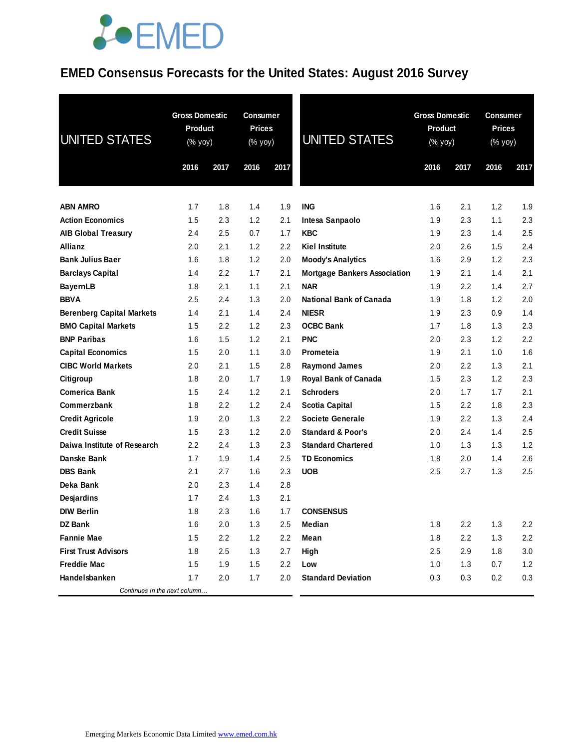# EMED Consensus Forecasts for the United States: August 2016 Survey

| UNITED STATES | Gross Domestic Product (% yoy) | | Consumer Prices (% yoy) | |
|---|---|---|---|---|
| | 2016 | 2017 | 2016 | 2017 |
| **ABN AMRO** | 1.7 | 1.8 | 1.4 | 1.9 |
| **Action Economics** | 1.5 | 2.3 | 1.2 | 2.1 |
| **AIB Global Treasury** | 2.4 | 2.5 | 0.7 | 1.7 |
| **Allianz** | 2.0 | 2.1 | 1.2 | 2.2 |
| **Bank Julius Baer** | 1.6 | 1.8 | 1.2 | 2.0 |
| **Barclays Capital** | 1.4 | 2.2 | 1.7 | 2.1 |
| **BayernLB** | 1.8 | 2.1 | 1.1 | 2.1 |
| **BBVA** | 2.5 | 2.4 | 1.3 | 2.0 |
| **Berenberg Capital Markets** | 1.4 | 2.1 | 1.4 | 2.4 |
| **BMO Capital Markets** | 1.5 | 2.2 | 1.2 | 2.3 |
| **BNP Paribas** | 1.6 | 1.5 | 1.2 | 2.1 |
| **Capital Economics** | 1.5 | 2.0 | 1.1 | 3.0 |
| **CIBC World Markets** | 2.0 | 2.1 | 1.5 | 2.8 |
| **Citigroup** | 1.8 | 2.0 | 1.7 | 1.9 |
| **Comerica Bank** | 1.5 | 2.4 | 1.2 | 2.1 |
| **Commerzbank** | 1.8 | 2.2 | 1.2 | 2.4 |
| **Credit Agricole** | 1.9 | 2.0 | 1.3 | 2.2 |
| **Credit Suisse** | 1.5 | 2.3 | 1.2 | 2.0 |
| **Daiwa Institute of Research** | 2.2 | 2.4 | 1.3 | 2.3 |
| **Danske Bank** | 1.7 | 1.9 | 1.4 | 2.5 |
| **DBS Bank** | 2.1 | 2.7 | 1.6 | 2.3 |
| **Deka Bank** | 2.0 | 2.3 | 1.4 | 2.8 |
| **Desjardins** | 1.7 | 2.4 | 1.3 | 2.1 |
| **DIW Berlin** | 1.8 | 2.3 | 1.6 | 1.7 |
| **DZ Bank** | 1.6 | 2.0 | 1.3 | 2.5 |
| **Fannie Mae** | 1.5 | 2.2 | 1.2 | 2.2 |
| **First Trust Advisors** | 1.8 | 2.5 | 1.3 | 2.7 |
| **Freddie Mac** | 1.5 | 1.9 | 1.5 | 2.2 |
| **Handelsbanken** | 1.7 | 2.0 | 1.7 | 2.0 |
| **ING** | 1.6 | 2.1 | 1.2 | 1.9 |
| **Intesa Sanpaolo** | 1.9 | 2.3 | 1.1 | 2.3 |
| **KBC** | 1.9 | 2.3 | 1.4 | 2.5 |
| **Kiel Institute** | 2.0 | 2.6 | 1.5 | 2.4 |
| **Moody's Analytics** | 1.6 | 2.9 | 1.2 | 2.3 |
| **Mortgage Bankers Association** | 1.9 | 2.1 | 1.4 | 2.1 |
| **NAR** | 1.9 | 2.2 | 1.4 | 2.7 |
| **National Bank of Canada** | 1.9 | 1.8 | 1.2 | 2.0 |
| **NIESR** | 1.9 | 2.3 | 0.9 | 1.4 |
| **OCBC Bank** | 1.7 | 1.8 | 1.3 | 2.3 |
| **PNC** | 2.0 | 2.3 | 1.2 | 2.2 |
| **Prometeia** | 1.9 | 2.1 | 1.0 | 1.6 |
| **Raymond James** | 2.0 | 2.2 | 1.3 | 2.1 |
| **Royal Bank of Canada** | 1.5 | 2.3 | 1.2 | 2.3 |
| **Schroders** | 2.0 | 1.7 | 1.7 | 2.1 |
| **Scotia Capital** | 1.5 | 2.2 | 1.8 | 2.3 |
| **Societe Generale** | 1.9 | 2.2 | 1.3 | 2.4 |
| **Standard & Poor's** | 2.0 | 2.4 | 1.4 | 2.5 |
| **Standard Chartered** | 1.0 | 1.3 | 1.3 | 1.2 |
| **TD Economics** | 1.8 | 2.0 | 1.4 | 2.6 |
| **UOB** | 2.5 | 2.7 | 1.3 | 2.5 |
| | | | | |
| **CONSENSUS** | | | | |
| **Median** | 1.8 | 2.2 | 1.3 | 2.2 |
| **Mean** | 1.8 | 2.2 | 1.3 | 2.2 |
| **High** | 2.5 | 2.9 | 1.8 | 3.0 |
| **Low** | 1.0 | 1.3 | 0.7 | 1.2 |
| **Standard Deviation** | 0.3 | 0.3 | 0.2 | 0.3 |

Emerging Markets Economic Data Limited www.emed.com.hk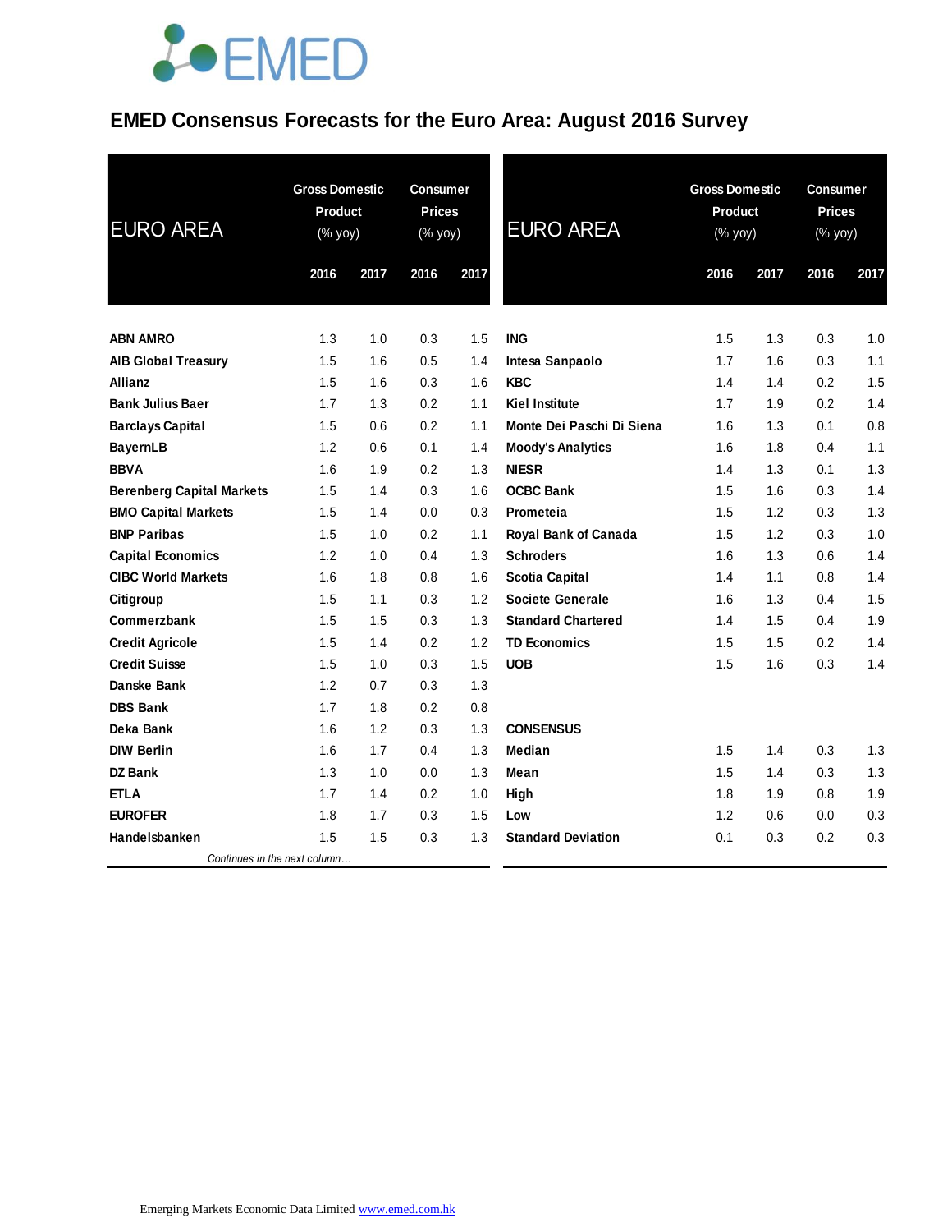# EMED Consensus Forecasts for the Euro Area: August 2016 Survey

| EURO AREA | Gross Domestic Product (% yoy) | | Consumer Prices (% yoy) | |
|---|---|---|---|---|
| | 2016 | 2017 | 2016 | 2017 |
| **ABN AMRO** | 1.3 | 1.0 | 0.3 | 1.5 |
| **AIB Global Treasury** | 1.5 | 1.6 | 0.5 | 1.4 |
| **Allianz** | 1.5 | 1.6 | 0.3 | 1.6 |
| **Bank Julius Baer** | 1.7 | 1.3 | 0.2 | 1.1 |
| **Barclays Capital** | 1.5 | 0.6 | 0.2 | 1.1 |
| **BayernLB** | 1.2 | 0.6 | 0.1 | 1.4 |
| **BBVA** | 1.6 | 1.9 | 0.2 | 1.3 |
| **Berenberg Capital Markets** | 1.5 | 1.4 | 0.3 | 1.6 |
| **BMO Capital Markets** | 1.5 | 1.4 | 0.0 | 0.3 |
| **BNP Paribas** | 1.5 | 1.0 | 0.2 | 1.1 |
| **Capital Economics** | 1.2 | 1.0 | 0.4 | 1.3 |
| **CIBC World Markets** | 1.6 | 1.8 | 0.8 | 1.6 |
| **Citigroup** | 1.5 | 1.1 | 0.3 | 1.2 |
| **Commerzbank** | 1.5 | 1.5 | 0.3 | 1.3 |
| **Credit Agricole** | 1.5 | 1.4 | 0.2 | 1.2 |
| **Credit Suisse** | 1.5 | 1.0 | 0.3 | 1.5 |
| **Danske Bank** | 1.2 | 0.7 | 0.3 | 1.3 |
| **DBS Bank** | 1.7 | 1.8 | 0.2 | 0.8 |
| **Deka Bank** | 1.6 | 1.2 | 0.3 | 1.3 |
| **DIW Berlin** | 1.6 | 1.7 | 0.4 | 1.3 |
| **DZ Bank** | 1.3 | 1.0 | 0.0 | 1.3 |
| **ETLA** | 1.7 | 1.4 | 0.2 | 1.0 |
| **EUROFER** | 1.8 | 1.7 | 0.3 | 1.5 |
| **Handelsbanken** | 1.5 | 1.5 | 0.3 | 1.3 |
| **ING** | 1.5 | 1.3 | 0.3 | 1.0 |
| **Intesa Sanpaolo** | 1.7 | 1.6 | 0.3 | 1.1 |
| **KBC** | 1.4 | 1.4 | 0.2 | 1.5 |
| **Kiel Institute** | 1.7 | 1.9 | 0.2 | 1.4 |
| **Monte Dei Paschi Di Siena** | 1.6 | 1.3 | 0.1 | 0.8 |
| **Moody's Analytics** | 1.6 | 1.8 | 0.4 | 1.1 |
| **NIESR** | 1.4 | 1.3 | 0.1 | 1.3 |
| **OCBC Bank** | 1.5 | 1.6 | 0.3 | 1.4 |
| **Prometeia** | 1.5 | 1.2 | 0.3 | 1.3 |
| **Royal Bank of Canada** | 1.5 | 1.2 | 0.3 | 1.0 |
| **Schroders** | 1.6 | 1.3 | 0.6 | 1.4 |
| **Scotia Capital** | 1.4 | 1.1 | 0.8 | 1.4 |
| **Societe Generale** | 1.6 | 1.3 | 0.4 | 1.5 |
| **Standard Chartered** | 1.4 | 1.5 | 0.4 | 1.9 |
| **TD Economics** | 1.5 | 1.5 | 0.2 | 1.4 |
| **UOB** | 1.5 | 1.6 | 0.3 | 1.4 |
| **CONSENSUS** | | | | |
| **Median** | 1.5 | 1.4 | 0.3 | 1.3 |
| **Mean** | 1.5 | 1.4 | 0.3 | 1.3 |
| **High** | 1.8 | 1.9 | 0.8 | 1.9 |
| **Low** | 1.2 | 0.6 | 0.0 | 0.3 |
| **Standard Deviation** | 0.1 | 0.3 | 0.2 | 0.3 |

*Continues in the next column…*

Emerging Markets Economic Data Limited www.emed.com.hk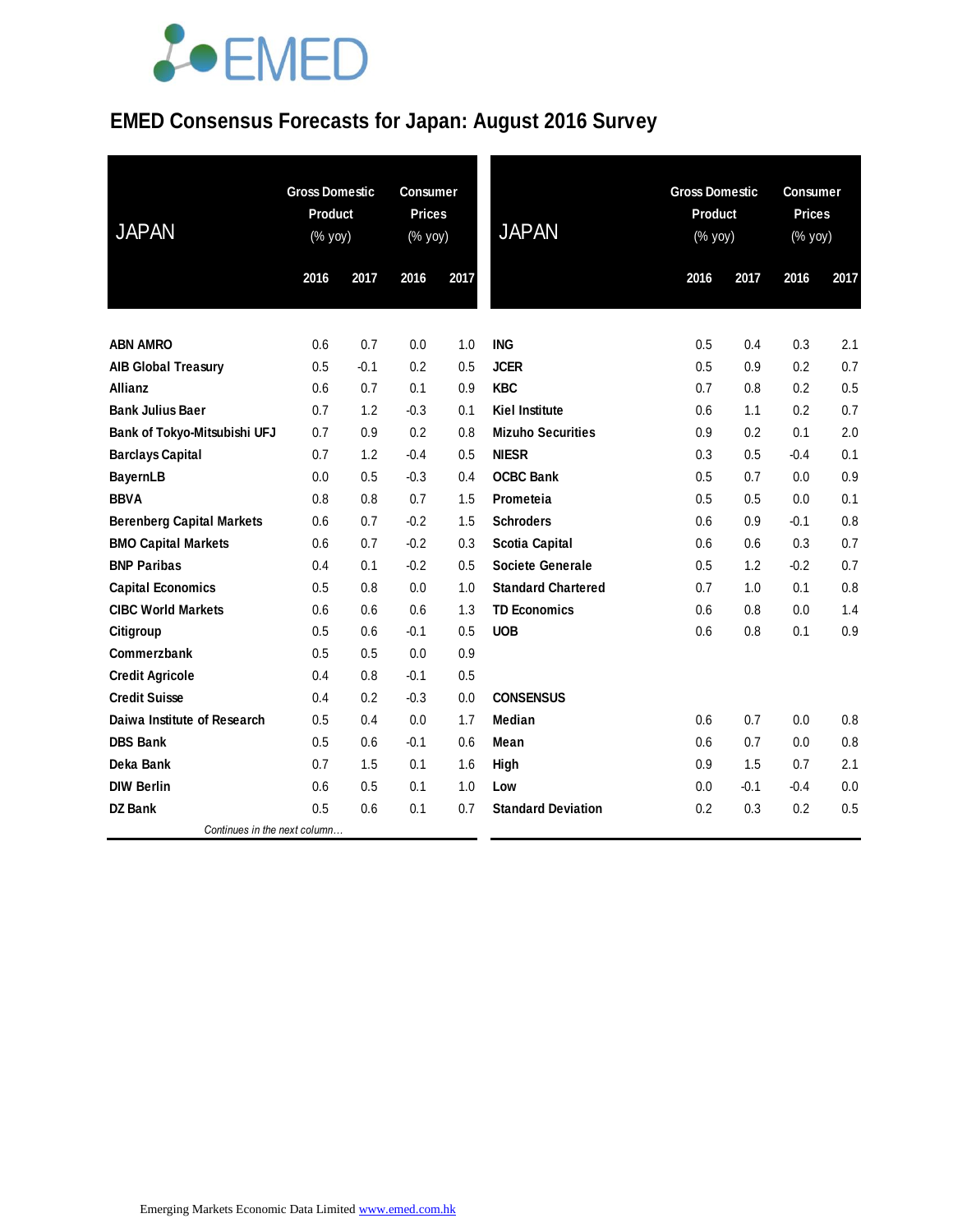# EMED Consensus Forecasts for Japan: August 2016 Survey

| JAPAN | Gross Domestic Product (% yoy) | | Consumer Prices (% yoy) | |
|---|---|---|---|---|
| | 2016 | 2017 | 2016 | 2017 |
| **ABN AMRO** | 0.6 | 0.7 | 0.0 | 1.0 |
| **AIB Global Treasury** | 0.5 | -0.1 | 0.2 | 0.5 |
| **Allianz** | 0.6 | 0.7 | 0.1 | 0.9 |
| **Bank Julius Baer** | 0.7 | 1.2 | -0.3 | 0.1 |
| **Bank of Tokyo-Mitsubishi UFJ** | 0.7 | 0.9 | 0.2 | 0.8 |
| **Barclays Capital** | 0.7 | 1.2 | -0.4 | 0.5 |
| **BayernLB** | 0.0 | 0.5 | -0.3 | 0.4 |
| **BBVA** | 0.8 | 0.8 | 0.7 | 1.5 |
| **Berenberg Capital Markets** | 0.6 | 0.7 | -0.2 | 1.5 |
| **BMO Capital Markets** | 0.6 | 0.7 | -0.2 | 0.3 |
| **BNP Paribas** | 0.4 | 0.1 | -0.2 | 0.5 |
| **Capital Economics** | 0.5 | 0.8 | 0.0 | 1.0 |
| **CIBC World Markets** | 0.6 | 0.6 | 0.6 | 1.3 |
| **Citigroup** | 0.5 | 0.6 | -0.1 | 0.5 |
| **Commerzbank** | 0.5 | 0.5 | 0.0 | 0.9 |
| **Credit Agricole** | 0.4 | 0.8 | -0.1 | 0.5 |
| **Credit Suisse** | 0.4 | 0.2 | -0.3 | 0.0 |
| **Daiwa Institute of Research** | 0.5 | 0.4 | 0.0 | 1.7 |
| **DBS Bank** | 0.5 | 0.6 | -0.1 | 0.6 |
| **Deka Bank** | 0.7 | 1.5 | 0.1 | 1.6 |
| **DIW Berlin** | 0.6 | 0.5 | 0.1 | 1.0 |
| **DZ Bank** | 0.5 | 0.6 | 0.1 | 0.7 |
| **ING** | 0.5 | 0.4 | 0.3 | 2.1 |
| **JCER** | 0.5 | 0.9 | 0.2 | 0.7 |
| **KBC** | 0.7 | 0.8 | 0.2 | 0.5 |
| **Kiel Institute** | 0.6 | 1.1 | 0.2 | 0.7 |
| **Mizuho Securities** | 0.9 | 0.2 | 0.1 | 2.0 |
| **NIESR** | 0.3 | 0.5 | -0.4 | 0.1 |
| **OCBC Bank** | 0.5 | 0.7 | 0.0 | 0.9 |
| **Prometeia** | 0.5 | 0.5 | 0.0 | 0.1 |
| **Schroders** | 0.6 | 0.9 | -0.1 | 0.8 |
| **Scotia Capital** | 0.6 | 0.6 | 0.3 | 0.7 |
| **Societe Generale** | 0.5 | 1.2 | -0.2 | 0.7 |
| **Standard Chartered** | 0.7 | 1.0 | 0.1 | 0.8 |
| **TD Economics** | 0.6 | 0.8 | 0.0 | 1.4 |
| **UOB** | 0.6 | 0.8 | 0.1 | 0.9 |
| **CONSENSUS** | | | | |
| **Median** | 0.6 | 0.7 | 0.0 | 0.8 |
| **Mean** | 0.6 | 0.7 | 0.0 | 0.8 |
| **High** | 0.9 | 1.5 | 0.7 | 2.1 |
| **Low** | 0.0 | -0.1 | -0.4 | 0.0 |
| **Standard Deviation** | 0.2 | 0.3 | 0.2 | 0.5 |

*Continues in the next column…*

Emerging Markets Economic Data Limited www.emed.com.hk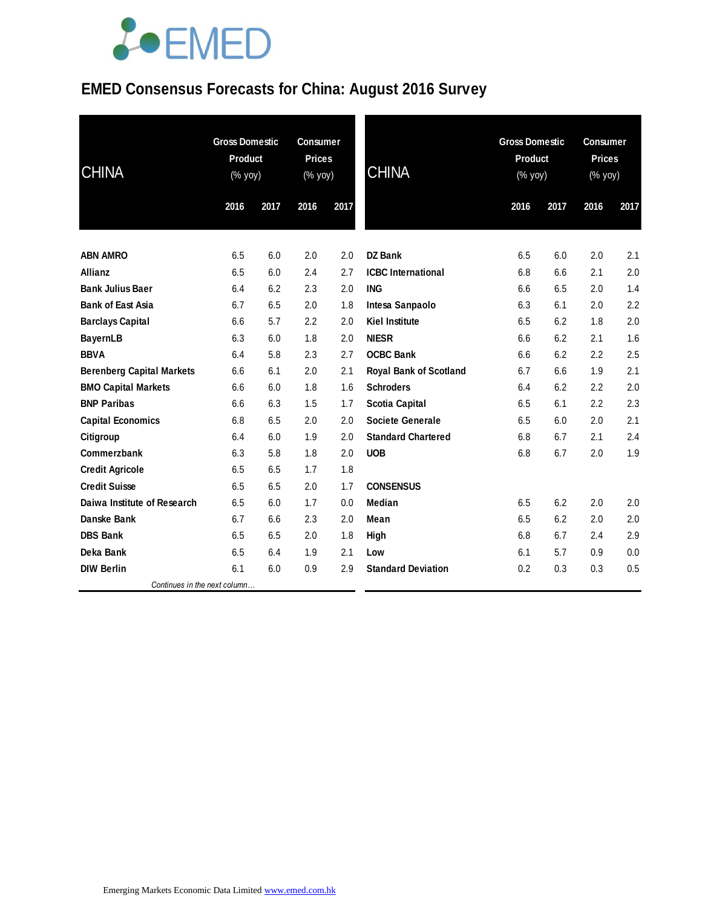# EMED Consensus Forecasts for China: August 2016 Survey

| CHINA | Gross Domestic Product (% yoy) | | Consumer Prices (% yoy) | |
|---|---|---|---|---|
| | 2016 | 2017 | 2016 | 2017 |
| ABN AMRO | 6.5 | 6.0 | 2.0 | 2.0 |
| Allianz | 6.5 | 6.0 | 2.4 | 2.7 |
| Bank Julius Baer | 6.4 | 6.2 | 2.3 | 2.0 |
| Bank of East Asia | 6.7 | 6.5 | 2.0 | 1.8 |
| Barclays Capital | 6.6 | 5.7 | 2.2 | 2.0 |
| BayernLB | 6.3 | 6.0 | 1.8 | 2.0 |
| BBVA | 6.4 | 5.8 | 2.3 | 2.7 |
| Berenberg Capital Markets | 6.6 | 6.1 | 2.0 | 2.1 |
| BMO Capital Markets | 6.6 | 6.0 | 1.8 | 1.6 |
| BNP Paribas | 6.6 | 6.3 | 1.5 | 1.7 |
| Capital Economics | 6.8 | 6.5 | 2.0 | 2.0 |
| Citigroup | 6.4 | 6.0 | 1.9 | 2.0 |
| Commerzbank | 6.3 | 5.8 | 1.8 | 2.0 |
| Credit Agricole | 6.5 | 6.5 | 1.7 | 1.8 |
| Credit Suisse | 6.5 | 6.5 | 2.0 | 1.7 |
| Daiwa Institute of Research | 6.5 | 6.0 | 1.7 | 0.0 |
| Danske Bank | 6.7 | 6.6 | 2.3 | 2.0 |
| DBS Bank | 6.5 | 6.5 | 2.0 | 1.8 |
| Deka Bank | 6.5 | 6.4 | 1.9 | 2.1 |
| DIW Berlin | 6.1 | 6.0 | 0.9 | 2.9 |
| DZ Bank | 6.5 | 6.0 | 2.0 | 2.1 |
| ICBC International | 6.8 | 6.6 | 2.1 | 2.0 |
| ING | 6.6 | 6.5 | 2.0 | 1.4 |
| Intesa Sanpaolo | 6.3 | 6.1 | 2.0 | 2.2 |
| Kiel Institute | 6.5 | 6.2 | 1.8 | 2.0 |
| NIESR | 6.6 | 6.2 | 2.1 | 1.6 |
| OCBC Bank | 6.6 | 6.2 | 2.2 | 2.5 |
| Royal Bank of Scotland | 6.7 | 6.6 | 1.9 | 2.1 |
| Schroders | 6.4 | 6.2 | 2.2 | 2.0 |
| Scotia Capital | 6.5 | 6.1 | 2.2 | 2.3 |
| Societe Generale | 6.5 | 6.0 | 2.0 | 2.1 |
| Standard Chartered | 6.8 | 6.7 | 2.1 | 2.4 |
| UOB | 6.8 | 6.7 | 2.0 | 1.9 |
| **CONSENSUS** | | | | |
| Median | 6.5 | 6.2 | 2.0 | 2.0 |
| Mean | 6.5 | 6.2 | 2.0 | 2.0 |
| High | 6.8 | 6.7 | 2.4 | 2.9 |
| Low | 6.1 | 5.7 | 0.9 | 0.0 |
| Standard Deviation | 0.2 | 0.3 | 0.3 | 0.5 |

*Continues in the next column…*

Emerging Markets Economic Data Limited www.emed.com.hk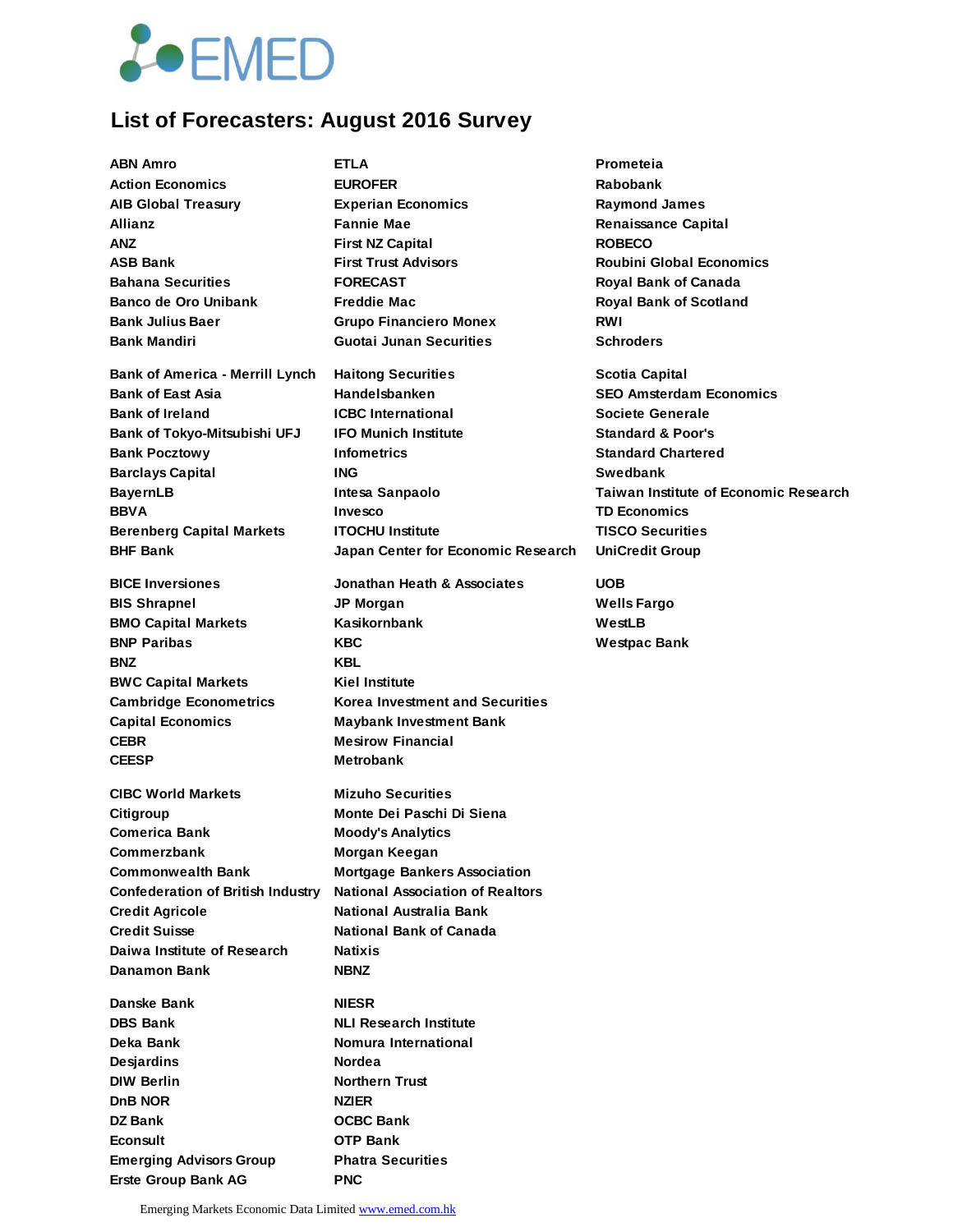EMED

# List of Forecasters: August 2016 Survey

**ABN Amro**
**Action Economics**
**AIB Global Treasury**
**Allianz**
**ANZ**
**ASB Bank**
**Bahana Securities**
**Banco de Oro Unibank**
**Bank Julius Baer**
**Bank Mandiri**

**Bank of America - Merrill Lynch**
**Bank of East Asia**
**Bank of Ireland**
**Bank of Tokyo-Mitsubishi UFJ**
**Bank Pocztowy**
**Barclays Capital**
**BayernLB**
**BBVA**
**Berenberg Capital Markets**
**BHF Bank**

**BICE Inversiones**
**BIS Shrapnel**
**BMO Capital Markets**
**BNP Paribas**
**BNZ**
**BWC Capital Markets**
**Cambridge Econometrics**
**Capital Economics**
**CEBR**
**CEESP**

**CIBC World Markets**
**Citigroup**
**Comerica Bank**
**Commerzbank**
**Commonwealth Bank**
**Confederation of British Industry**
**Credit Agricole**
**Credit Suisse**
**Daiwa Institute of Research**
**Danamon Bank**

**Danske Bank**
**DBS Bank**
**Deka Bank**
**Desjardins**
**DIW Berlin**
**DnB NOR**
**DZ Bank**
**Econsult**
**Emerging Advisors Group**
**Erste Group Bank AG**

**ETLA**
**EUROFER**
**Experian Economics**
**Fannie Mae**
**First NZ Capital**
**First Trust Advisors**
**FORECAST**
**Freddie Mac**
**Grupo Financiero Monex**
**Guotai Junan Securities**

**Haitong Securities**
**Handelsbanken**
**ICBC International**
**IFO Munich Institute**
**Infometrics**
**ING**
**Intesa Sanpaolo**
**Invesco**
**ITOCHU Institute**
**Japan Center for Economic Research**

**Jonathan Heath & Associates**
**JP Morgan**
**Kasikornbank**
**KBC**
**KBL**
**Kiel Institute**
**Korea Investment and Securities**
**Maybank Investment Bank**
**Mesirow Financial**
**Metrobank**

**Mizuho Securities**
**Monte Dei Paschi Di Siena**
**Moody's Analytics**
**Morgan Keegan**
**Mortgage Bankers Association**
**National Association of Realtors**
**National Australia Bank**
**National Bank of Canada**
**Natixis**
**NBNZ**

**NIESR**
**NLI Research Institute**
**Nomura International**
**Nordea**
**Northern Trust**
**NZIER**
**OCBC Bank**
**OTP Bank**
**Phatra Securities**
**PNC**

**Prometeia**
**Rabobank**
**Raymond James**
**Renaissance Capital**
**ROBECO**
**Roubini Global Economics**
**Royal Bank of Canada**
**Royal Bank of Scotland**
**RWI**
**Schroders**

**Scotia Capital**
**SEO Amsterdam Economics**
**Societe Generale**
**Standard & Poor's**
**Standard Chartered**
**Swedbank**
**Taiwan Institute of Economic Research**
**TD Economics**
**TISCO Securities**
**UniCredit Group**

**UOB**
**Wells Fargo**
**WestLB**
**Westpac Bank**

Emerging Markets Economic Data Limited www.emed.com.hk